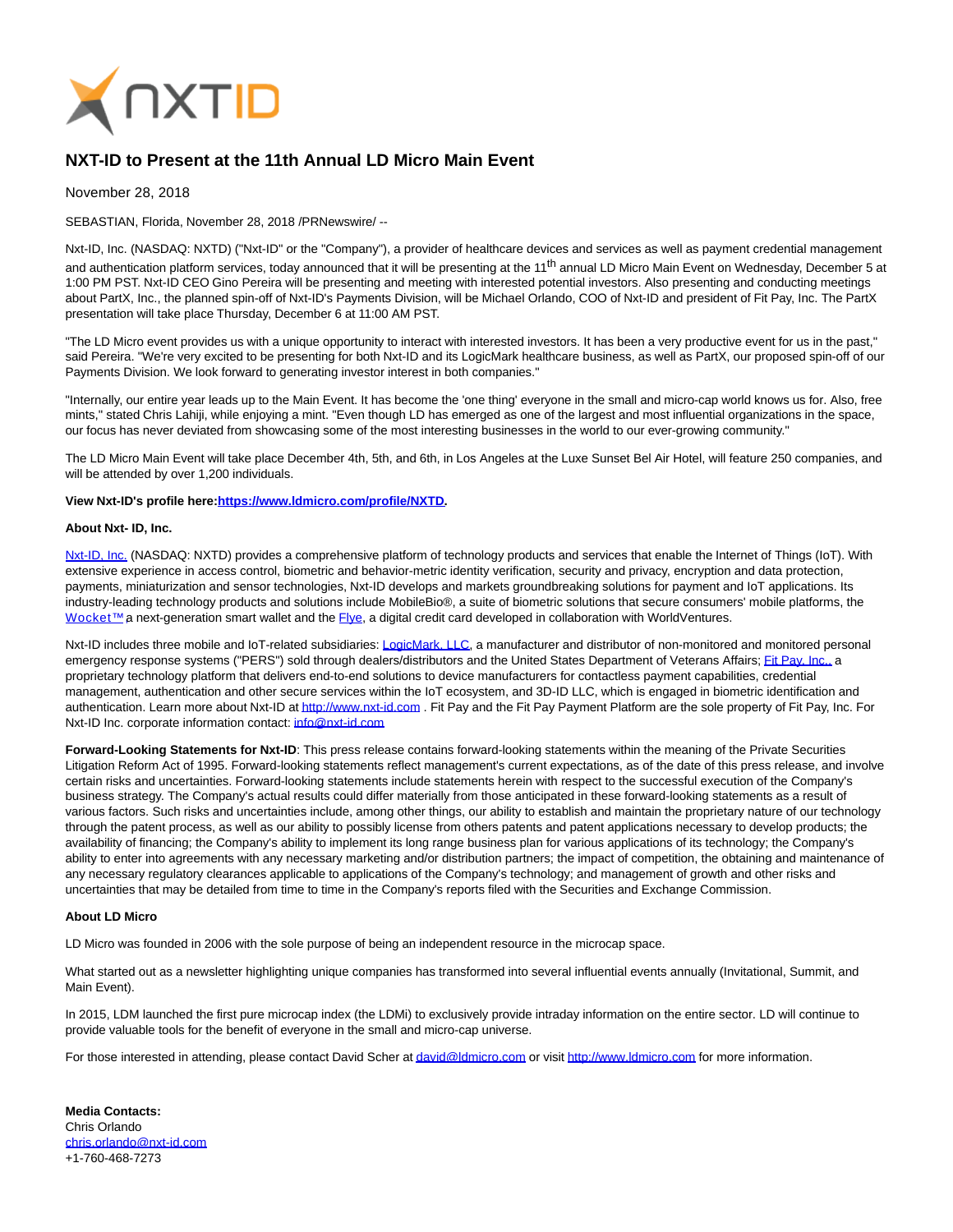# NXT-ID to Present at the 11th Annual LD Micro Main Event

November 28, 2018

SEBASTIAN, Florida, November 28, 2018 /PRNewswire/ --

Nxt-ID, Inc. (NASDAQ: NXTD) ("Nxt-ID" or the "Company"), a provider of healthcare devices and services as well as payment credential management and authentication platform services, today announced that it will be presenting at the 11th annual LD Micro Main Event on Wednesday, December 5 at 1:00 PM PST. Nxt-ID CEO Gino Pereira will be presenting and meeting with interested potential investors. Also presenting and conducting meetings about PartX, Inc., the planned spin-off of Nxt-ID's Payments Division, will be Michael Orlando, COO of Nxt-ID and president of Fit Pay, Inc. The PartX presentation will take place Thursday, December 6 at 11:00 AM PST.

"The LD Micro event provides us with a unique opportunity to interact with interested investors. It has been a very productive event for us in the past," said Pereira. "We're very excited to be presenting for both Nxt-ID and its LogicMark healthcare business, as well as PartX, our proposed spin-off of our Payments Division. We look forward to generating investor interest in both companies."

"Internally, our entire year leads up to the Main Event. It has become the 'one thing' everyone in the small and micro-cap world knows us for. Also, free mints," stated Chris Lahiji, while enjoying a mint. "Even though LD has emerged as one of the largest and most influential organizations in the space, our focus has never deviated from showcasing some of the most interesting businesses in the world to our ever-growing community."

The LD Micro Main Event will take place December 4th, 5th, and 6th, in Los Angeles at the Luxe Sunset Bel Air Hotel, will feature 250 companies, and will be attended by over 1,200 individuals.

**View Nxt-ID's profile here:https://www.ldmicro.com/profile/NXTD.**

**About Nxt- ID, Inc.**

Nxt-ID, Inc. (NASDAQ: NXTD) provides a comprehensive platform of technology products and services that enable the Internet of Things (IoT). With extensive experience in access control, biometric and behavior-metric identity verification, security and privacy, encryption and data protection, payments, miniaturization and sensor technologies, Nxt-ID develops and markets groundbreaking solutions for payment and IoT applications. Its industry-leading technology products and solutions include MobileBio®, a suite of biometric solutions that secure consumers' mobile platforms, the Wocket™ a next-generation smart wallet and the Flye, a digital credit card developed in collaboration with WorldVentures.

Nxt-ID includes three mobile and IoT-related subsidiaries: LogicMark, LLC, a manufacturer and distributor of non-monitored and monitored personal emergency response systems ("PERS") sold through dealers/distributors and the United States Department of Veterans Affairs; Fit Pay, Inc., a proprietary technology platform that delivers end-to-end solutions to device manufacturers for contactless payment capabilities, credential management, authentication and other secure services within the IoT ecosystem, and 3D-ID LLC, which is engaged in biometric identification and authentication. Learn more about Nxt-ID at http://www.nxt-id.com . Fit Pay and the Fit Pay Payment Platform are the sole property of Fit Pay, Inc. For Nxt-ID Inc. corporate information contact: info@nxt-id.com

**Forward-Looking Statements for Nxt-ID**: This press release contains forward-looking statements within the meaning of the Private Securities Litigation Reform Act of 1995. Forward-looking statements reflect management's current expectations, as of the date of this press release, and involve certain risks and uncertainties. Forward-looking statements include statements herein with respect to the successful execution of the Company's business strategy. The Company's actual results could differ materially from those anticipated in these forward-looking statements as a result of various factors. Such risks and uncertainties include, among other things, our ability to establish and maintain the proprietary nature of our technology through the patent process, as well as our ability to possibly license from others patents and patent applications necessary to develop products; the availability of financing; the Company's ability to implement its long range business plan for various applications of its technology; the Company's ability to enter into agreements with any necessary marketing and/or distribution partners; the impact of competition, the obtaining and maintenance of any necessary regulatory clearances applicable to applications of the Company's technology; and management of growth and other risks and uncertainties that may be detailed from time to time in the Company's reports filed with the Securities and Exchange Commission.

**About LD Micro**

LD Micro was founded in 2006 with the sole purpose of being an independent resource in the microcap space.

What started out as a newsletter highlighting unique companies has transformed into several influential events annually (Invitational, Summit, and Main Event).

In 2015, LDM launched the first pure microcap index (the LDMi) to exclusively provide intraday information on the entire sector. LD will continue to provide valuable tools for the benefit of everyone in the small and micro-cap universe.

For those interested in attending, please contact David Scher at david@ldmicro.com or visit http://www.ldmicro.com for more information.

**Media Contacts:**
Chris Orlando
chris.orlando@nxt-id.com
+1-760-468-7273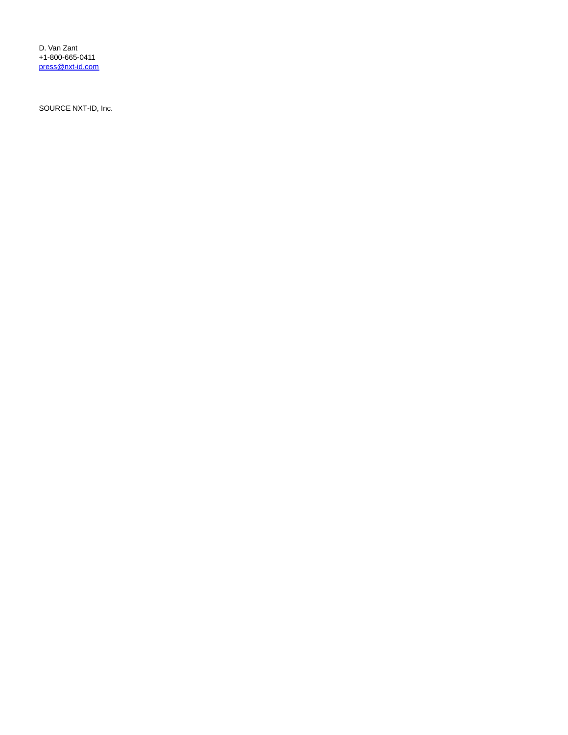D. Van Zant
+1-800-665-0411
press@nxt-id.com

SOURCE NXT-ID, Inc.